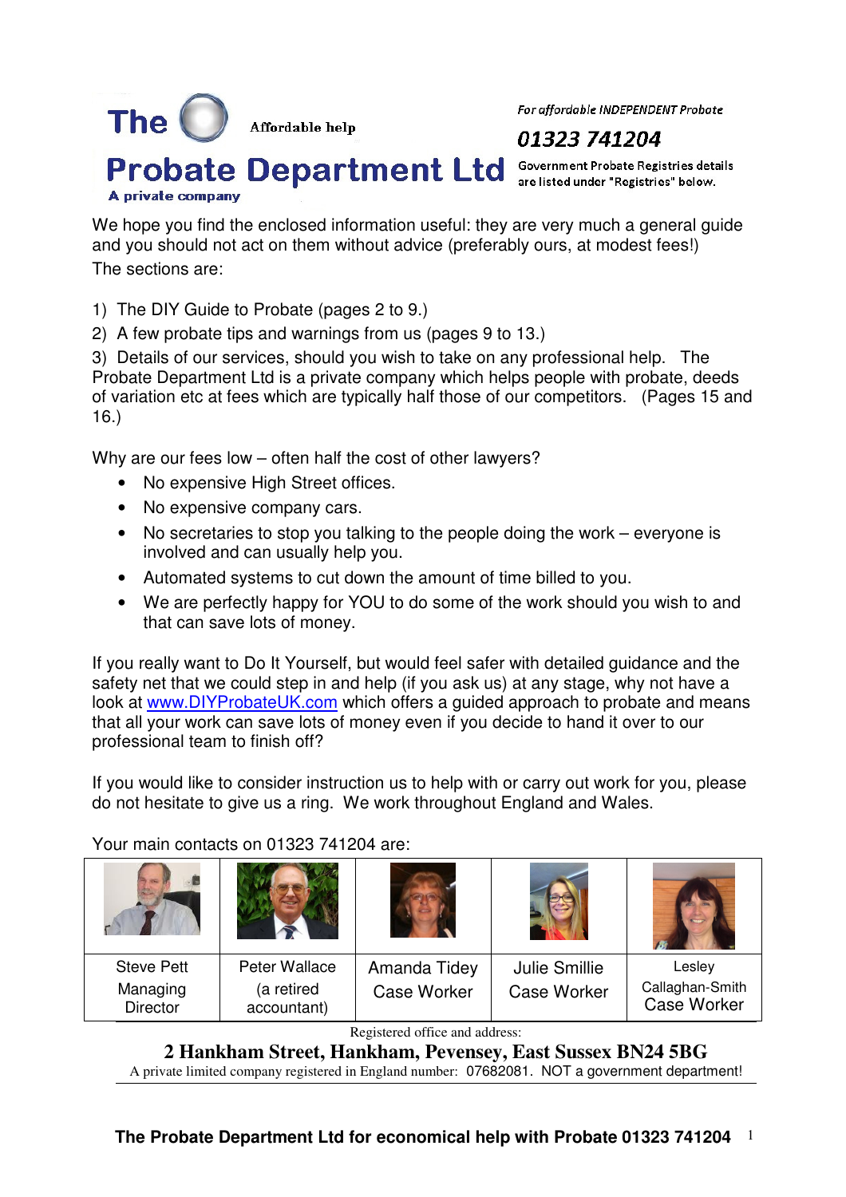# The Probate Department Ltd

Affordable help

A private company

*For affordable INDEPENDENT Probate*

**01323 741204**

Government Probate Registries details are listed under "Registries" below.

We hope you find the enclosed information useful: they are very much a general guide and you should not act on them without advice (preferably ours, at modest fees!)

The sections are:

1) The DIY Guide to Probate (pages 2 to 9.)
2) A few probate tips and warnings from us (pages 9 to 13.)
3) Details of our services, should you wish to take on any professional help. The Probate Department Ltd is a private company which helps people with probate, deeds of variation etc at fees which are typically half those of our competitors. (Pages 15 and 16.)

Why are our fees low – often half the cost of other lawyers?

- No expensive High Street offices.
- No expensive company cars.
- No secretaries to stop you talking to the people doing the work – everyone is involved and can usually help you.
- Automated systems to cut down the amount of time billed to you.
- We are perfectly happy for YOU to do some of the work should you wish to and that can save lots of money.

If you really want to Do It Yourself, but would feel safer with detailed guidance and the safety net that we could step in and help (if you ask us) at any stage, why not have a look at [www.DIYProbateUK.com](http://www.DIYProbateUK.com) which offers a guided approach to probate and means that all your work can save lots of money even if you decide to hand it over to our professional team to finish off?

If you would like to consider instruction us to help with or carry out work for you, please do not hesitate to give us a ring. We work throughout England and Wales.

Your main contacts on 01323 741204 are:

| Steve Pett | Peter Wallace | Amanda Tidey | Julie Smillie | Lesley Callaghan-Smith |
|---|---|---|---|---|
| Managing Director | (a retired accountant) | Case Worker | Case Worker | Case Worker |

Registered office and address:

**2 Hankham Street, Hankham, Pevensey, East Sussex BN24 5BG**

A private limited company registered in England number: 07682081. NOT a government department!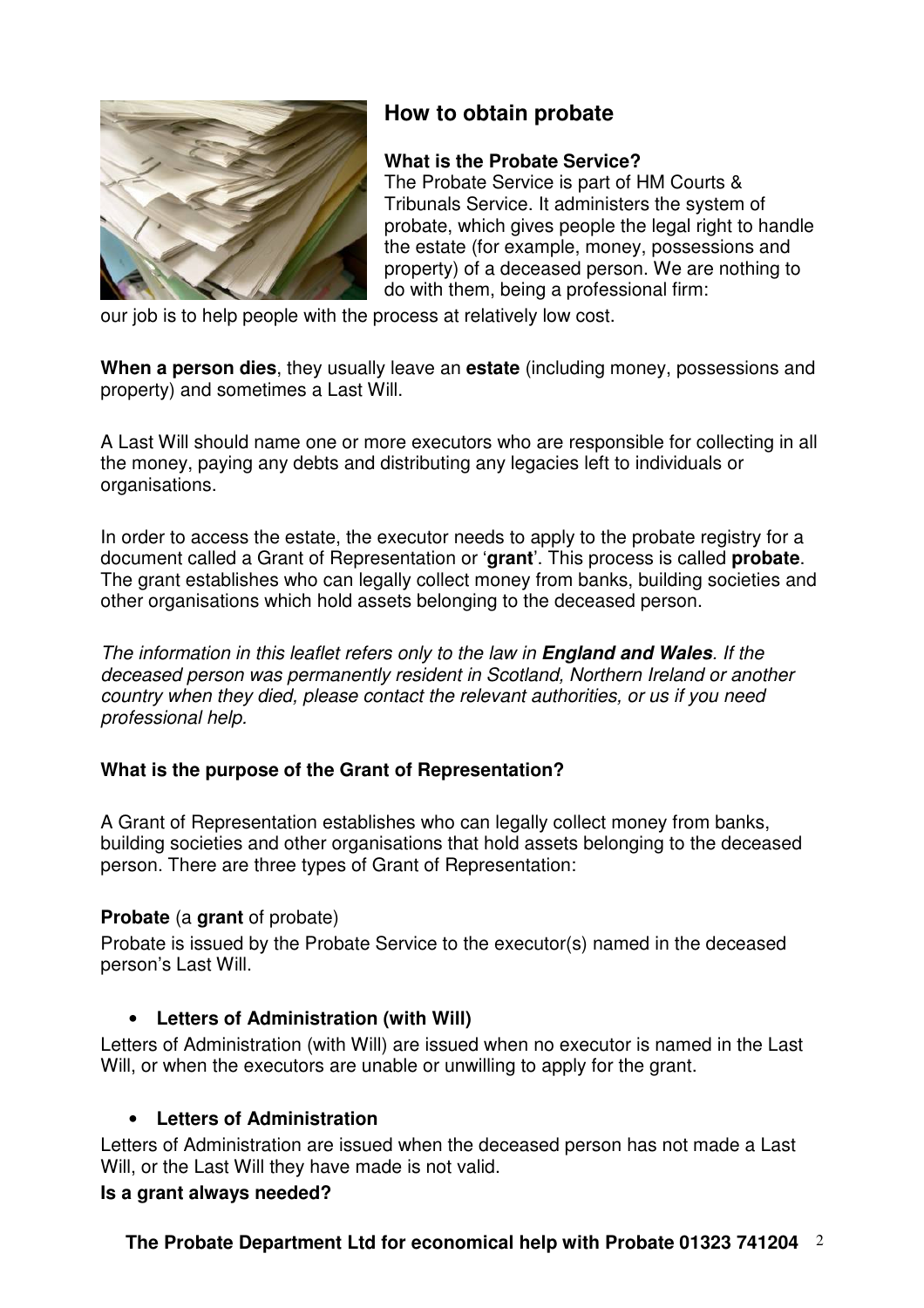## How to obtain probate

**What is the Probate Service?**

The Probate Service is part of HM Courts & Tribunals Service. It administers the system of probate, which gives people the legal right to handle the estate (for example, money, possessions and property) of a deceased person. We are nothing to do with them, being a professional firm: our job is to help people with the process at relatively low cost.

**When a person dies**, they usually leave an **estate** (including money, possessions and property) and sometimes a Last Will.

A Last Will should name one or more executors who are responsible for collecting in all the money, paying any debts and distributing any legacies left to individuals or organisations.

In order to access the estate, the executor needs to apply to the probate registry for a document called a Grant of Representation or '**grant**'. This process is called **probate**. The grant establishes who can legally collect money from banks, building societies and other organisations which hold assets belonging to the deceased person.

*The information in this leaflet refers only to the law in **England and Wales**. If the deceased person was permanently resident in Scotland, Northern Ireland or another country when they died, please contact the relevant authorities, or us if you need professional help.*

**What is the purpose of the Grant of Representation?**

A Grant of Representation establishes who can legally collect money from banks, building societies and other organisations that hold assets belonging to the deceased person. There are three types of Grant of Representation:

**Probate** (a **grant** of probate)

Probate is issued by the Probate Service to the executor(s) named in the deceased person's Last Will.

- **Letters of Administration (with Will)**

Letters of Administration (with Will) are issued when no executor is named in the Last Will, or when the executors are unable or unwilling to apply for the grant.

- **Letters of Administration**

Letters of Administration are issued when the deceased person has not made a Last Will, or the Last Will they have made is not valid.

**Is a grant always needed?**

**The Probate Department Ltd for economical help with Probate 01323 741204**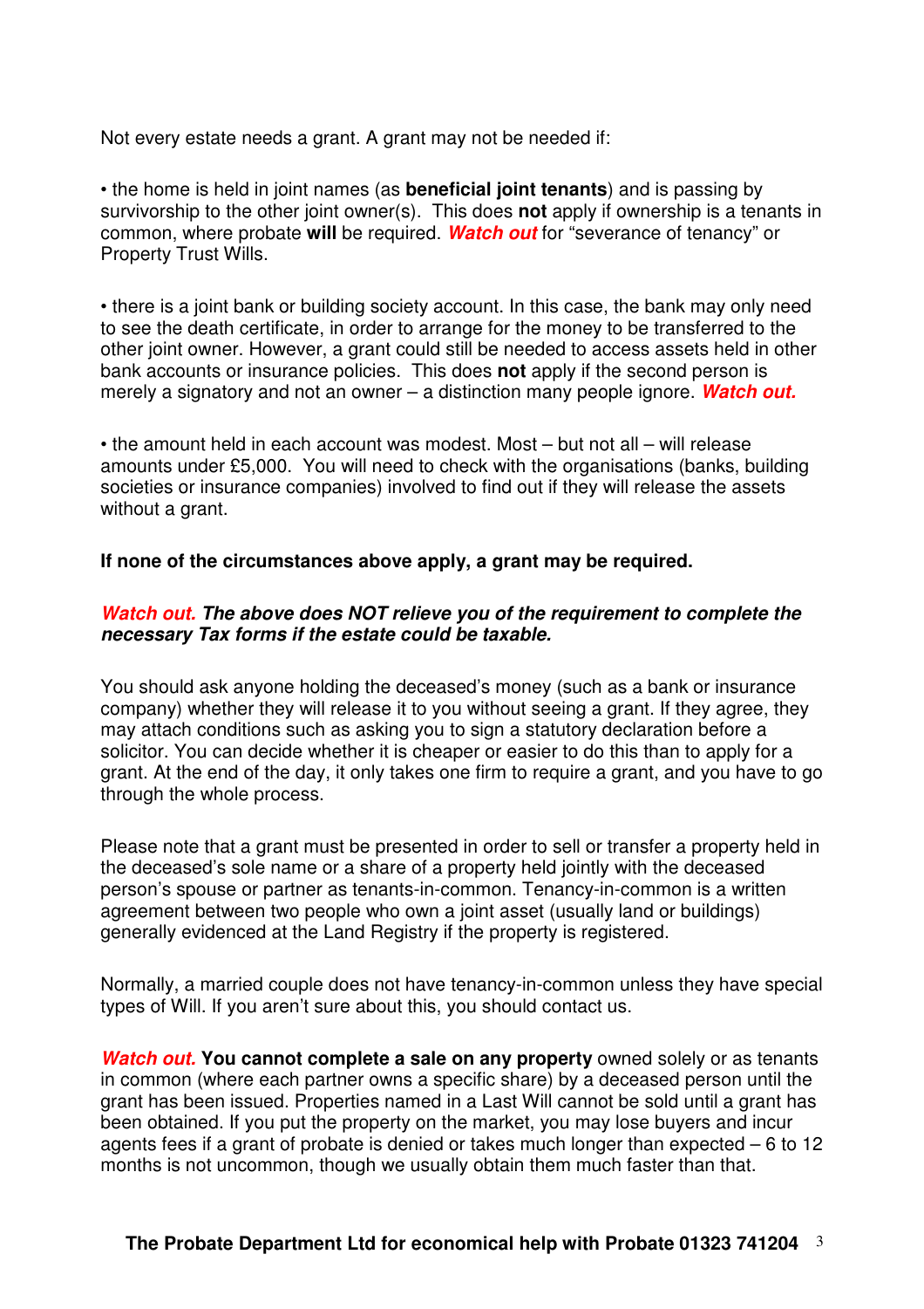Not every estate needs a grant. A grant may not be needed if:

- the home is held in joint names (as **beneficial joint tenants**) and is passing by survivorship to the other joint owner(s). This does **not** apply if ownership is a tenants in common, where probate **will** be required. ***Watch out*** for "severance of tenancy" or Property Trust Wills.

- there is a joint bank or building society account. In this case, the bank may only need to see the death certificate, in order to arrange for the money to be transferred to the other joint owner. However, a grant could still be needed to access assets held in other bank accounts or insurance policies. This does **not** apply if the second person is merely a signatory and not an owner – a distinction many people ignore. ***Watch out.***

- the amount held in each account was modest. Most – but not all – will release amounts under £5,000. You will need to check with the organisations (banks, building societies or insurance companies) involved to find out if they will release the assets without a grant.

**If none of the circumstances above apply, a grant may be required.**

***Watch out. The above does NOT relieve you of the requirement to complete the necessary Tax forms if the estate could be taxable.***

You should ask anyone holding the deceased's money (such as a bank or insurance company) whether they will release it to you without seeing a grant. If they agree, they may attach conditions such as asking you to sign a statutory declaration before a solicitor. You can decide whether it is cheaper or easier to do this than to apply for a grant. At the end of the day, it only takes one firm to require a grant, and you have to go through the whole process.

Please note that a grant must be presented in order to sell or transfer a property held in the deceased's sole name or a share of a property held jointly with the deceased person's spouse or partner as tenants-in-common. Tenancy-in-common is a written agreement between two people who own a joint asset (usually land or buildings) generally evidenced at the Land Registry if the property is registered.

Normally, a married couple does not have tenancy-in-common unless they have special types of Will. If you aren't sure about this, you should contact us.

***Watch out.*** **You cannot complete a sale on any property** owned solely or as tenants in common (where each partner owns a specific share) by a deceased person until the grant has been issued. Properties named in a Last Will cannot be sold until a grant has been obtained. If you put the property on the market, you may lose buyers and incur agents fees if a grant of probate is denied or takes much longer than expected – 6 to 12 months is not uncommon, though we usually obtain them much faster than that.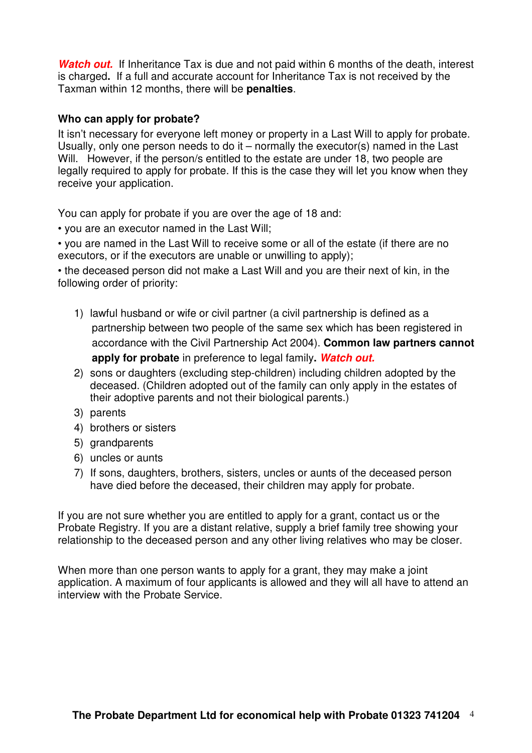***Watch out.*** If Inheritance Tax is due and not paid within 6 months of the death, interest is charged**.** If a full and accurate account for Inheritance Tax is not received by the Taxman within 12 months, there will be **penalties**.

**Who can apply for probate?**

It isn't necessary for everyone left money or property in a Last Will to apply for probate. Usually, only one person needs to do it – normally the executor(s) named in the Last Will. However, if the person/s entitled to the estate are under 18, two people are legally required to apply for probate. If this is the case they will let you know when they receive your application.

You can apply for probate if you are over the age of 18 and:

- you are an executor named in the Last Will;
- you are named in the Last Will to receive some or all of the estate (if there are no executors, or if the executors are unable or unwilling to apply);
- the deceased person did not make a Last Will and you are their next of kin, in the following order of priority:

1) lawful husband or wife or civil partner (a civil partnership is defined as a partnership between two people of the same sex which has been registered in accordance with the Civil Partnership Act 2004). **Common law partners cannot apply for probate** in preference to legal family**. *Watch out.***
2) sons or daughters (excluding step-children) including children adopted by the deceased. (Children adopted out of the family can only apply in the estates of their adoptive parents and not their biological parents.)
3) parents
4) brothers or sisters
5) grandparents
6) uncles or aunts
7) If sons, daughters, brothers, sisters, uncles or aunts of the deceased person have died before the deceased, their children may apply for probate.

If you are not sure whether you are entitled to apply for a grant, contact us or the Probate Registry. If you are a distant relative, supply a brief family tree showing your relationship to the deceased person and any other living relatives who may be closer.

When more than one person wants to apply for a grant, they may make a joint application. A maximum of four applicants is allowed and they will all have to attend an interview with the Probate Service.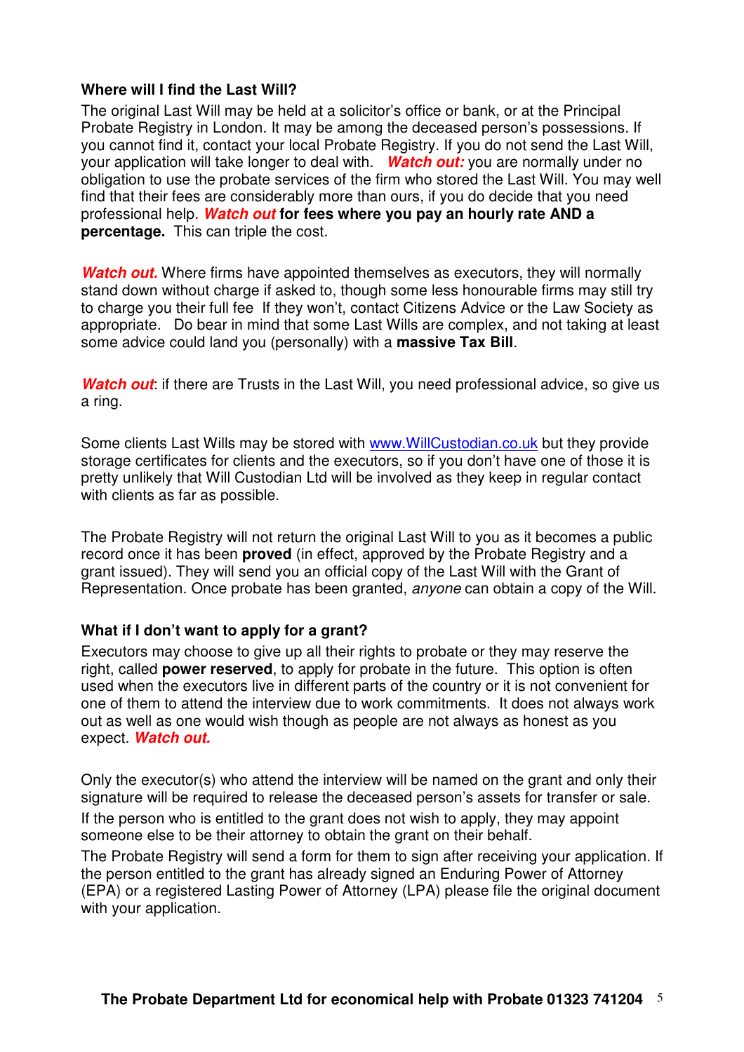### Where will I find the Last Will?

The original Last Will may be held at a solicitor's office or bank, or at the Principal Probate Registry in London. It may be among the deceased person's possessions. If you cannot find it, contact your local Probate Registry. If you do not send the Last Will, your application will take longer to deal with. ***Watch out:*** you are normally under no obligation to use the probate services of the firm who stored the Last Will. You may well find that their fees are considerably more than ours, if you do decide that you need professional help. ***Watch out* for fees where you pay an hourly rate AND a percentage.** This can triple the cost.

***Watch out.*** Where firms have appointed themselves as executors, they will normally stand down without charge if asked to, though some less honourable firms may still try to charge you their full fee If they won't, contact Citizens Advice or the Law Society as appropriate. Do bear in mind that some Last Wills are complex, and not taking at least some advice could land you (personally) with a **massive Tax Bill**.

***Watch out***: if there are Trusts in the Last Will, you need professional advice, so give us a ring.

Some clients Last Wills may be stored with [www.WillCustodian.co.uk](http://www.WillCustodian.co.uk) but they provide storage certificates for clients and the executors, so if you don't have one of those it is pretty unlikely that Will Custodian Ltd will be involved as they keep in regular contact with clients as far as possible.

The Probate Registry will not return the original Last Will to you as it becomes a public record once it has been **proved** (in effect, approved by the Probate Registry and a grant issued). They will send you an official copy of the Last Will with the Grant of Representation. Once probate has been granted, *anyone* can obtain a copy of the Will.

### What if I don't want to apply for a grant?

Executors may choose to give up all their rights to probate or they may reserve the right, called **power reserved**, to apply for probate in the future. This option is often used when the executors live in different parts of the country or it is not convenient for one of them to attend the interview due to work commitments. It does not always work out as well as one would wish though as people are not always as honest as you expect. ***Watch out.***

Only the executor(s) who attend the interview will be named on the grant and only their signature will be required to release the deceased person's assets for transfer or sale.

If the person who is entitled to the grant does not wish to apply, they may appoint someone else to be their attorney to obtain the grant on their behalf.

The Probate Registry will send a form for them to sign after receiving your application. If the person entitled to the grant has already signed an Enduring Power of Attorney (EPA) or a registered Lasting Power of Attorney (LPA) please file the original document with your application.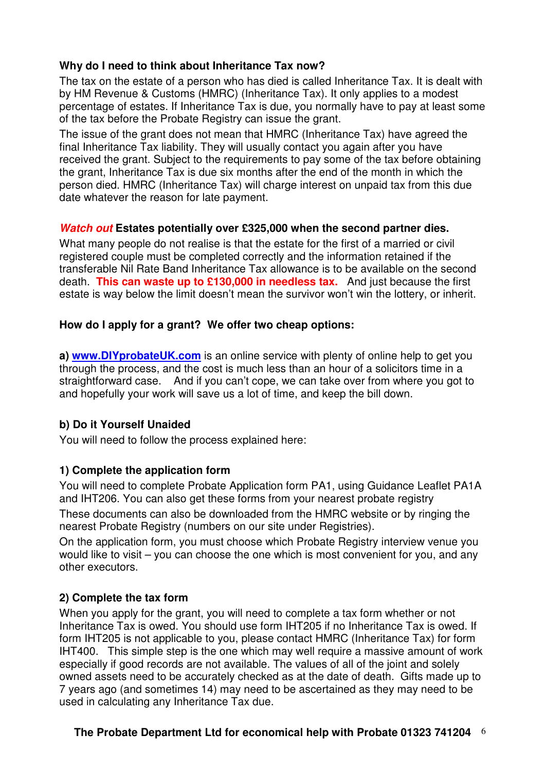### Why do I need to think about Inheritance Tax now?

The tax on the estate of a person who has died is called Inheritance Tax. It is dealt with by HM Revenue & Customs (HMRC) (Inheritance Tax). It only applies to a modest percentage of estates. If Inheritance Tax is due, you normally have to pay at least some of the tax before the Probate Registry can issue the grant.

The issue of the grant does not mean that HMRC (Inheritance Tax) have agreed the final Inheritance Tax liability. They will usually contact you again after you have received the grant. Subject to the requirements to pay some of the tax before obtaining the grant, Inheritance Tax is due six months after the end of the month in which the person died. HMRC (Inheritance Tax) will charge interest on unpaid tax from this due date whatever the reason for late payment.

### *Watch out* Estates potentially over £325,000 when the second partner dies.

What many people do not realise is that the estate for the first of a married or civil registered couple must be completed correctly and the information retained if the transferable Nil Rate Band Inheritance Tax allowance is to be available on the second death. **This can waste up to £130,000 in needless tax.** And just because the first estate is way below the limit doesn't mean the survivor won't win the lottery, or inherit.

### How do I apply for a grant? We offer two cheap options:

**a)** **www.DIYprobateUK.com** is an online service with plenty of online help to get you through the process, and the cost is much less than an hour of a solicitors time in a straightforward case. And if you can't cope, we can take over from where you got to and hopefully your work will save us a lot of time, and keep the bill down.

### b) Do it Yourself Unaided

You will need to follow the process explained here:

#### 1) Complete the application form

You will need to complete Probate Application form PA1, using Guidance Leaflet PA1A and IHT206. You can also get these forms from your nearest probate registry

These documents can also be downloaded from the HMRC website or by ringing the nearest Probate Registry (numbers on our site under Registries).

On the application form, you must choose which Probate Registry interview venue you would like to visit – you can choose the one which is most convenient for you, and any other executors.

#### 2) Complete the tax form

When you apply for the grant, you will need to complete a tax form whether or not Inheritance Tax is owed. You should use form IHT205 if no Inheritance Tax is owed. If form IHT205 is not applicable to you, please contact HMRC (Inheritance Tax) for form IHT400. This simple step is the one which may well require a massive amount of work especially if good records are not available. The values of all of the joint and solely owned assets need to be accurately checked as at the date of death. Gifts made up to 7 years ago (and sometimes 14) may need to be ascertained as they may need to be used in calculating any Inheritance Tax due.

**The Probate Department Ltd for economical help with Probate 01323 741204**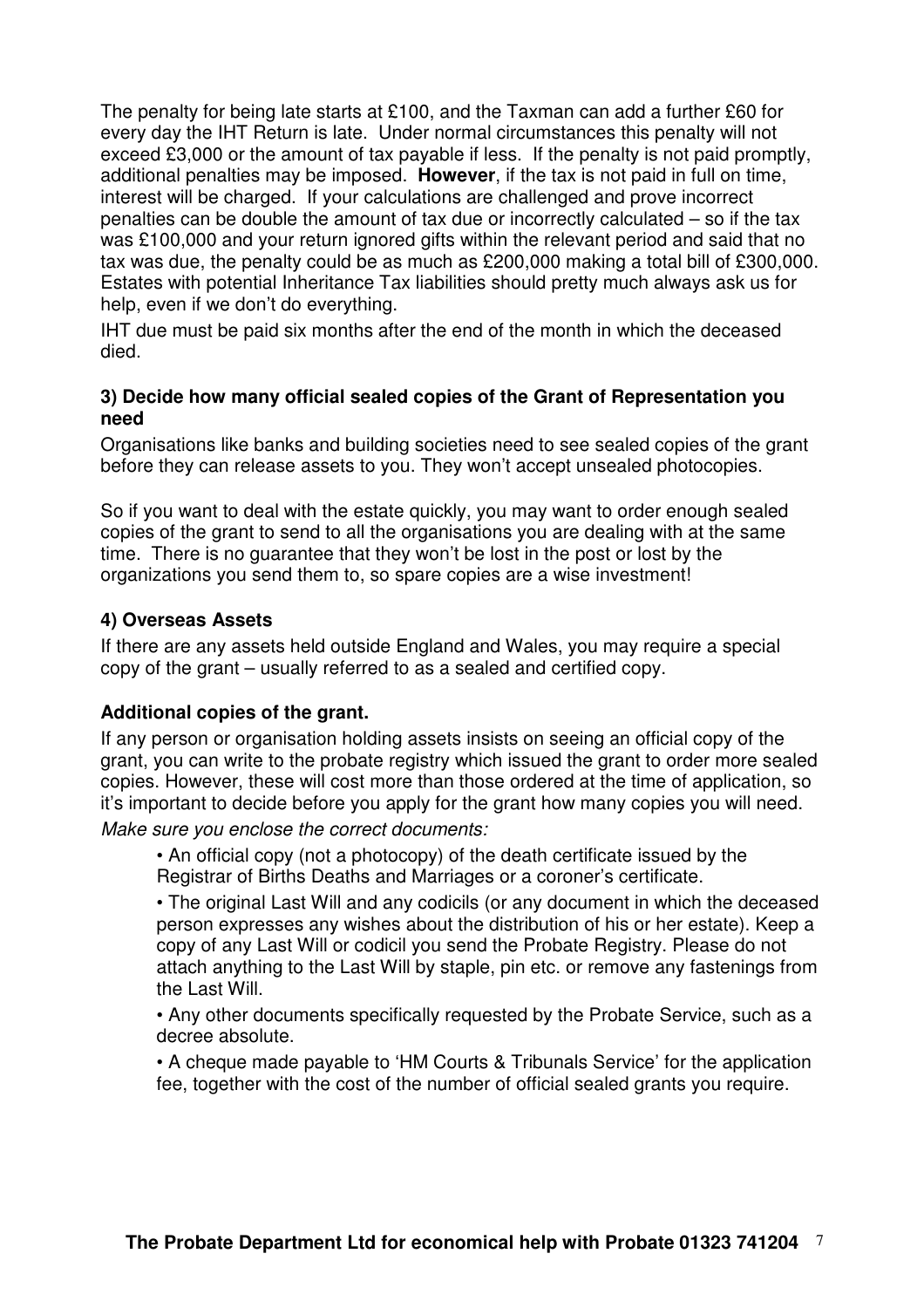The penalty for being late starts at £100, and the Taxman can add a further £60 for every day the IHT Return is late. Under normal circumstances this penalty will not exceed £3,000 or the amount of tax payable if less. If the penalty is not paid promptly, additional penalties may be imposed. **However**, if the tax is not paid in full on time, interest will be charged. If your calculations are challenged and prove incorrect penalties can be double the amount of tax due or incorrectly calculated – so if the tax was £100,000 and your return ignored gifts within the relevant period and said that no tax was due, the penalty could be as much as £200,000 making a total bill of £300,000. Estates with potential Inheritance Tax liabilities should pretty much always ask us for help, even if we don't do everything.

IHT due must be paid six months after the end of the month in which the deceased died.

### 3) Decide how many official sealed copies of the Grant of Representation you need

Organisations like banks and building societies need to see sealed copies of the grant before they can release assets to you. They won't accept unsealed photocopies.

So if you want to deal with the estate quickly, you may want to order enough sealed copies of the grant to send to all the organisations you are dealing with at the same time. There is no guarantee that they won't be lost in the post or lost by the organizations you send them to, so spare copies are a wise investment!

### 4) Overseas Assets

If there are any assets held outside England and Wales, you may require a special copy of the grant – usually referred to as a sealed and certified copy.

### Additional copies of the grant.

If any person or organisation holding assets insists on seeing an official copy of the grant, you can write to the probate registry which issued the grant to order more sealed copies. However, these will cost more than those ordered at the time of application, so it's important to decide before you apply for the grant how many copies you will need.

*Make sure you enclose the correct documents:*

- An official copy (not a photocopy) of the death certificate issued by the Registrar of Births Deaths and Marriages or a coroner's certificate.
- The original Last Will and any codicils (or any document in which the deceased person expresses any wishes about the distribution of his or her estate). Keep a copy of any Last Will or codicil you send the Probate Registry. Please do not attach anything to the Last Will by staple, pin etc. or remove any fastenings from the Last Will.
- Any other documents specifically requested by the Probate Service, such as a decree absolute.
- A cheque made payable to 'HM Courts & Tribunals Service' for the application fee, together with the cost of the number of official sealed grants you require.

**The Probate Department Ltd for economical help with Probate 01323 741204**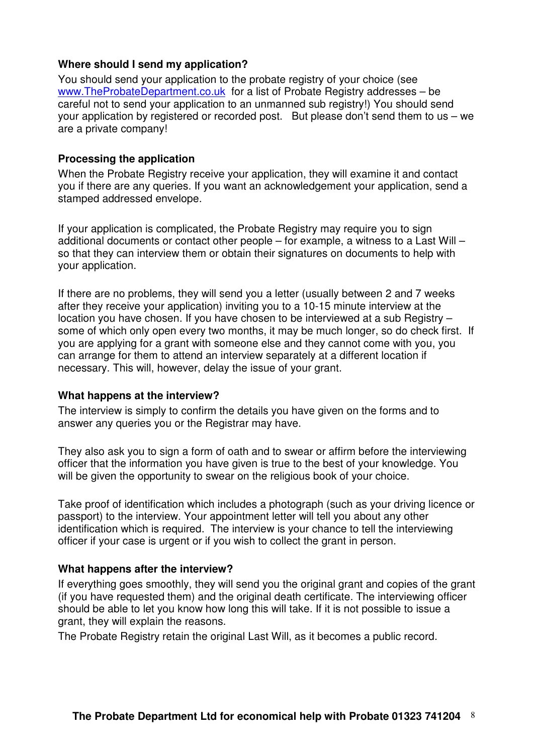### Where should I send my application?

You should send your application to the probate registry of your choice (see www.TheProbateDepartment.co.uk for a list of Probate Registry addresses – be careful not to send your application to an unmanned sub registry!) You should send your application by registered or recorded post. But please don't send them to us – we are a private company!

### Processing the application

When the Probate Registry receive your application, they will examine it and contact you if there are any queries. If you want an acknowledgement your application, send a stamped addressed envelope.

If your application is complicated, the Probate Registry may require you to sign additional documents or contact other people – for example, a witness to a Last Will – so that they can interview them or obtain their signatures on documents to help with your application.

If there are no problems, they will send you a letter (usually between 2 and 7 weeks after they receive your application) inviting you to a 10-15 minute interview at the location you have chosen. If you have chosen to be interviewed at a sub Registry – some of which only open every two months, it may be much longer, so do check first. If you are applying for a grant with someone else and they cannot come with you, you can arrange for them to attend an interview separately at a different location if necessary. This will, however, delay the issue of your grant.

### What happens at the interview?

The interview is simply to confirm the details you have given on the forms and to answer any queries you or the Registrar may have.

They also ask you to sign a form of oath and to swear or affirm before the interviewing officer that the information you have given is true to the best of your knowledge. You will be given the opportunity to swear on the religious book of your choice.

Take proof of identification which includes a photograph (such as your driving licence or passport) to the interview. Your appointment letter will tell you about any other identification which is required. The interview is your chance to tell the interviewing officer if your case is urgent or if you wish to collect the grant in person.

### What happens after the interview?

If everything goes smoothly, they will send you the original grant and copies of the grant (if you have requested them) and the original death certificate. The interviewing officer should be able to let you know how long this will take. If it is not possible to issue a grant, they will explain the reasons.

The Probate Registry retain the original Last Will, as it becomes a public record.

**The Probate Department Ltd for economical help with Probate 01323 741204**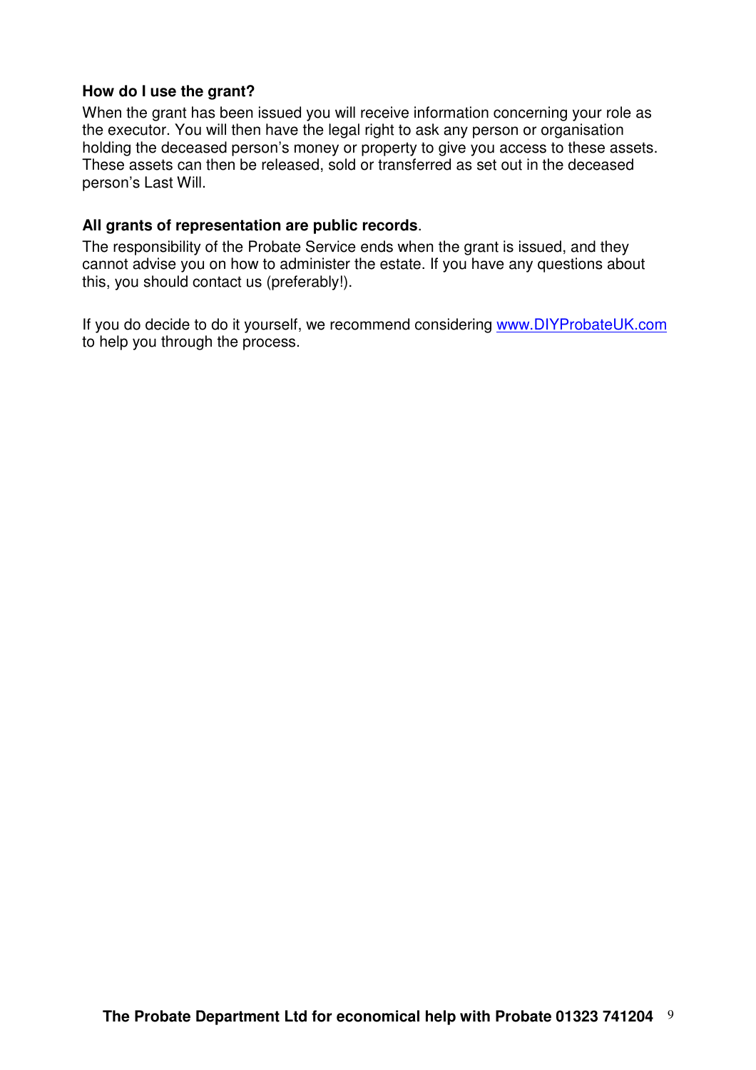**How do I use the grant?**

When the grant has been issued you will receive information concerning your role as the executor. You will then have the legal right to ask any person or organisation holding the deceased person's money or property to give you access to these assets. These assets can then be released, sold or transferred as set out in the deceased person's Last Will.

**All grants of representation are public records**.

The responsibility of the Probate Service ends when the grant is issued, and they cannot advise you on how to administer the estate. If you have any questions about this, you should contact us (preferably!).

If you do decide to do it yourself, we recommend considering www.DIYProbateUK.com to help you through the process.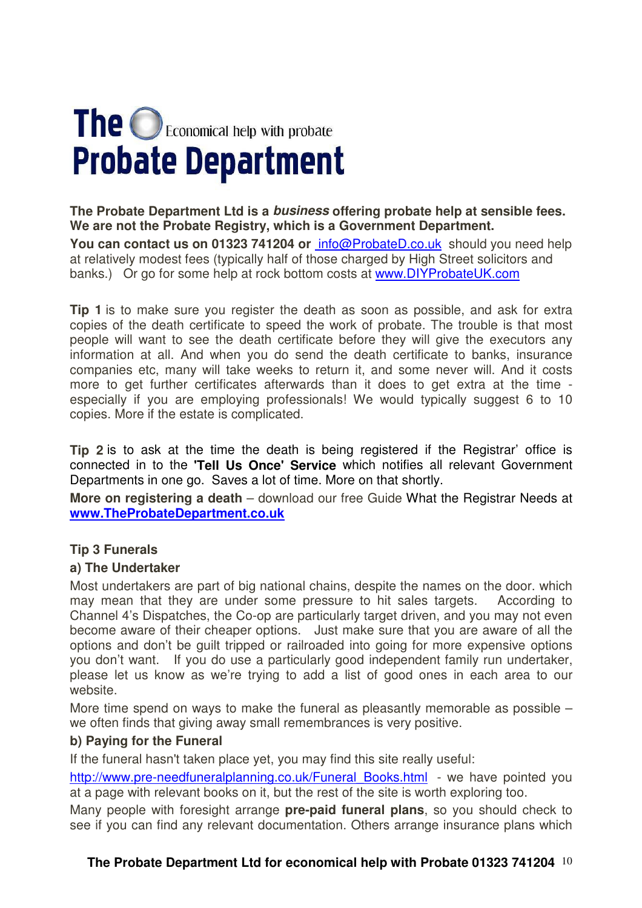# The Probate Department

Economical help with probate

**The Probate Department Ltd is a *business* offering probate help at sensible fees. We are not the Probate Registry, which is a Government Department.**

**You can contact us on 01323 741204 or** info@ProbateD.co.uk should you need help at relatively modest fees (typically half of those charged by High Street solicitors and banks.) Or go for some help at rock bottom costs at www.DIYProbateUK.com

**Tip 1** is to make sure you register the death as soon as possible, and ask for extra copies of the death certificate to speed the work of probate. The trouble is that most people will want to see the death certificate before they will give the executors any information at all. And when you do send the death certificate to banks, insurance companies etc, many will take weeks to return it, and some never will. And it costs more to get further certificates afterwards than it does to get extra at the time - especially if you are employing professionals! We would typically suggest 6 to 10 copies. More if the estate is complicated.

**Tip 2** is to ask at the time the death is being registered if the Registrar' office is connected in to the **'Tell Us Once' Service** which notifies all relevant Government Departments in one go. Saves a lot of time. More on that shortly.

**More on registering a death** – download our free Guide What the Registrar Needs at **www.TheProbateDepartment.co.uk**

### Tip 3 Funerals

#### a) The Undertaker

Most undertakers are part of big national chains, despite the names on the door. which may mean that they are under some pressure to hit sales targets. According to Channel 4's Dispatches, the Co-op are particularly target driven, and you may not even become aware of their cheaper options. Just make sure that you are aware of all the options and don't be guilt tripped or railroaded into going for more expensive options you don't want. If you do use a particularly good independent family run undertaker, please let us know as we're trying to add a list of good ones in each area to our website.

More time spend on ways to make the funeral as pleasantly memorable as possible – we often finds that giving away small remembrances is very positive.

#### b) Paying for the Funeral

If the funeral hasn't taken place yet, you may find this site really useful:

http://www.pre-needfuneralplanning.co.uk/Funeral_Books.html - we have pointed you at a page with relevant books on it, but the rest of the site is worth exploring too.

Many people with foresight arrange **pre-paid funeral plans**, so you should check to see if you can find any relevant documentation. Others arrange insurance plans which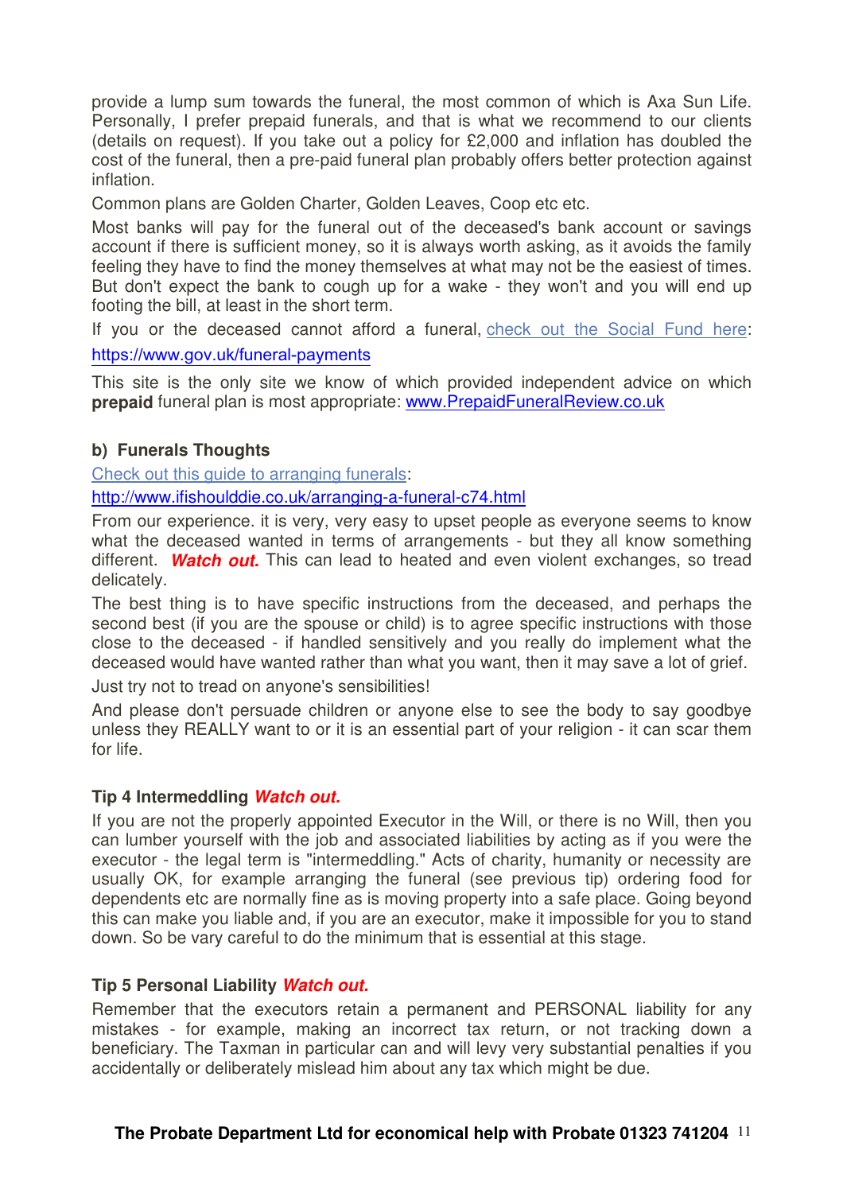provide a lump sum towards the funeral, the most common of which is Axa Sun Life. Personally, I prefer prepaid funerals, and that is what we recommend to our clients (details on request). If you take out a policy for £2,000 and inflation has doubled the cost of the funeral, then a pre-paid funeral plan probably offers better protection against inflation.

Common plans are Golden Charter, Golden Leaves, Coop etc etc.

Most banks will pay for the funeral out of the deceased's bank account or savings account if there is sufficient money, so it is always worth asking, as it avoids the family feeling they have to find the money themselves at what may not be the easiest of times. But don't expect the bank to cough up for a wake - they won't and you will end up footing the bill, at least in the short term.

If you or the deceased cannot afford a funeral, [check out the Social Fund here](https://www.gov.uk/funeral-payments): https://www.gov.uk/funeral-payments

This site is the only site we know of which provided independent advice on which **prepaid** funeral plan is most appropriate: [www.PrepaidFuneralReview.co.uk](http://www.PrepaidFuneralReview.co.uk)

### b) Funerals Thoughts

[Check out this guide to arranging funerals](http://www.ifishoulddie.co.uk/arranging-a-funeral-c74.html):
http://www.ifishoulddie.co.uk/arranging-a-funeral-c74.html

From our experience. it is very, very easy to upset people as everyone seems to know what the deceased wanted in terms of arrangements - but they all know something different. ***Watch out.*** This can lead to heated and even violent exchanges, so tread delicately.

The best thing is to have specific instructions from the deceased, and perhaps the second best (if you are the spouse or child) is to agree specific instructions with those close to the deceased - if handled sensitively and you really do implement what the deceased would have wanted rather than what you want, then it may save a lot of grief.

Just try not to tread on anyone's sensibilities!

And please don't persuade children or anyone else to see the body to say goodbye unless they REALLY want to or it is an essential part of your religion - it can scar them for life.

### Tip 4 Intermeddling ***Watch out.***

If you are not the properly appointed Executor in the Will, or there is no Will, then you can lumber yourself with the job and associated liabilities by acting as if you were the executor - the legal term is "intermeddling." Acts of charity, humanity or necessity are usually OK, for example arranging the funeral (see previous tip) ordering food for dependents etc are normally fine as is moving property into a safe place. Going beyond this can make you liable and, if you are an executor, make it impossible for you to stand down. So be vary careful to do the minimum that is essential at this stage.

### Tip 5 Personal Liability ***Watch out.***

Remember that the executors retain a permanent and PERSONAL liability for any mistakes - for example, making an incorrect tax return, or not tracking down a beneficiary. The Taxman in particular can and will levy very substantial penalties if you accidentally or deliberately mislead him about any tax which might be due.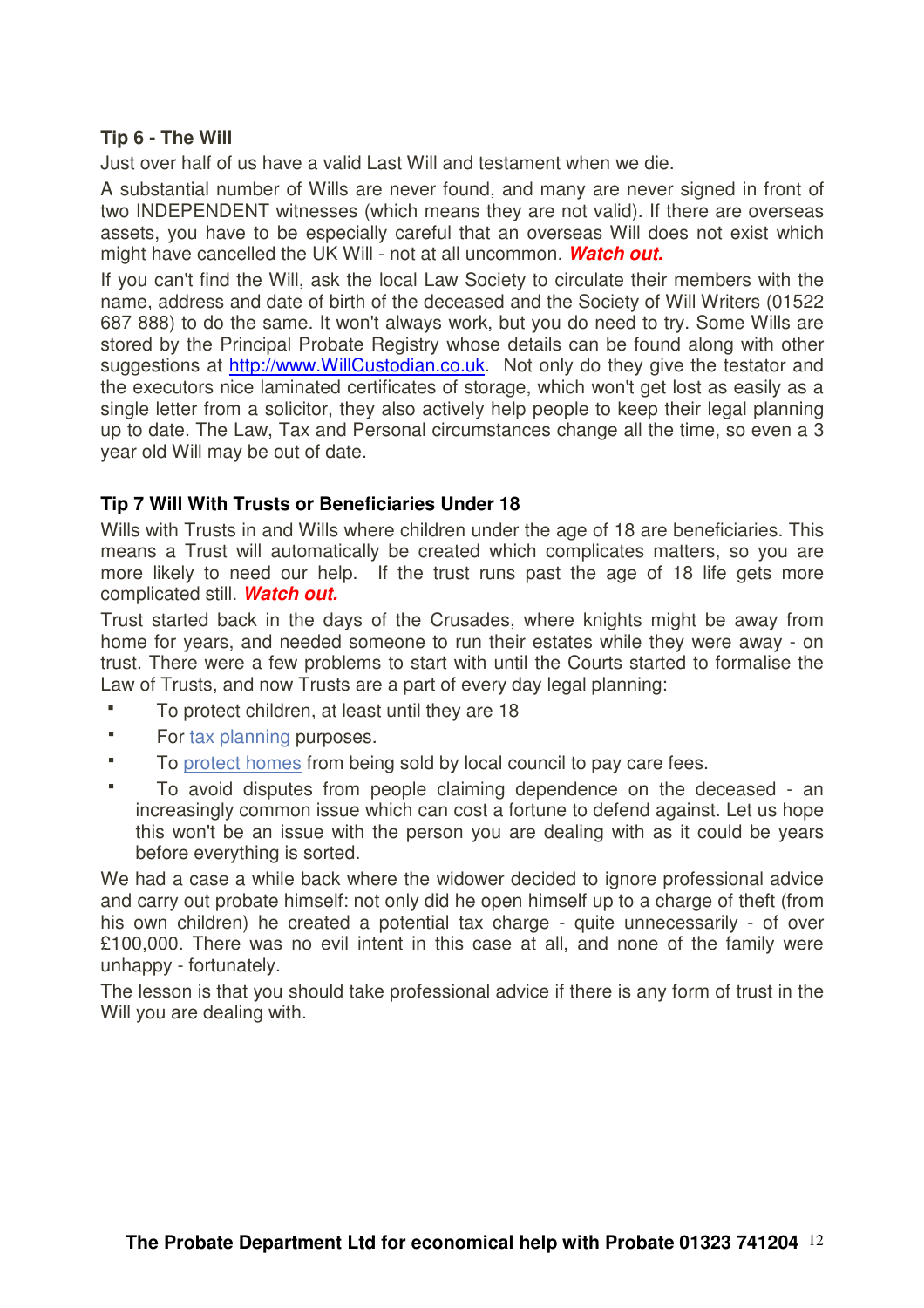### Tip 6 - The Will

Just over half of us have a valid Last Will and testament when we die.

A substantial number of Wills are never found, and many are never signed in front of two INDEPENDENT witnesses (which means they are not valid). If there are overseas assets, you have to be especially careful that an overseas Will does not exist which might have cancelled the UK Will - not at all uncommon. ***Watch out.***

If you can't find the Will, ask the local Law Society to circulate their members with the name, address and date of birth of the deceased and the Society of Will Writers (01522 687 888) to do the same. It won't always work, but you do need to try. Some Wills are stored by the Principal Probate Registry whose details can be found along with other suggestions at http://www.WillCustodian.co.uk. Not only do they give the testator and the executors nice laminated certificates of storage, which won't get lost as easily as a single letter from a solicitor, they also actively help people to keep their legal planning up to date. The Law, Tax and Personal circumstances change all the time, so even a 3 year old Will may be out of date.

### Tip 7 Will With Trusts or Beneficiaries Under 18

Wills with Trusts in and Wills where children under the age of 18 are beneficiaries. This means a Trust will automatically be created which complicates matters, so you are more likely to need our help. If the trust runs past the age of 18 life gets more complicated still. ***Watch out.***

Trust started back in the days of the Crusades, where knights might be away from home for years, and needed someone to run their estates while they were away - on trust. There were a few problems to start with until the Courts started to formalise the Law of Trusts, and now Trusts are a part of every day legal planning:

- To protect children, at least until they are 18
- For tax planning purposes.
- To protect homes from being sold by local council to pay care fees.
- To avoid disputes from people claiming dependence on the deceased - an increasingly common issue which can cost a fortune to defend against. Let us hope this won't be an issue with the person you are dealing with as it could be years before everything is sorted.

We had a case a while back where the widower decided to ignore professional advice and carry out probate himself: not only did he open himself up to a charge of theft (from his own children) he created a potential tax charge - quite unnecessarily - of over £100,000. There was no evil intent in this case at all, and none of the family were unhappy - fortunately.

The lesson is that you should take professional advice if there is any form of trust in the Will you are dealing with.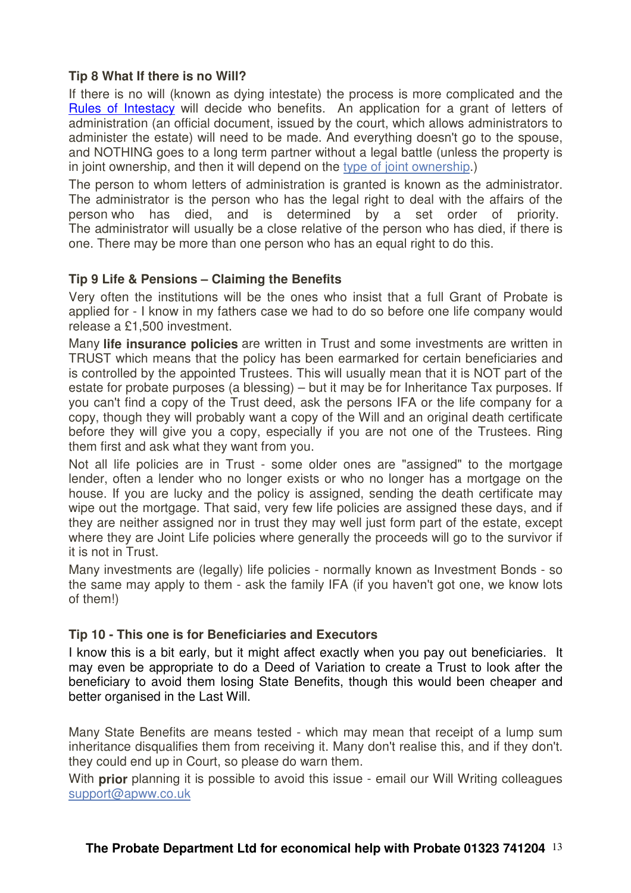**Tip 8 What If there is no Will?**

If there is no will (known as dying intestate) the process is more complicated and the Rules of Intestacy will decide who benefits. An application for a grant of letters of administration (an official document, issued by the court, which allows administrators to administer the estate) will need to be made. And everything doesn't go to the spouse, and NOTHING goes to a long term partner without a legal battle (unless the property is in joint ownership, and then it will depend on the type of joint ownership.)

The person to whom letters of administration is granted is known as the administrator. The administrator is the person who has the legal right to deal with the affairs of the person who has died, and is determined by a set order of priority. The administrator will usually be a close relative of the person who has died, if there is one. There may be more than one person who has an equal right to do this.

**Tip 9 Life & Pensions – Claiming the Benefits**

Very often the institutions will be the ones who insist that a full Grant of Probate is applied for - I know in my fathers case we had to do so before one life company would release a £1,500 investment.

Many **life insurance policies** are written in Trust and some investments are written in TRUST which means that the policy has been earmarked for certain beneficiaries and is controlled by the appointed Trustees. This will usually mean that it is NOT part of the estate for probate purposes (a blessing) – but it may be for Inheritance Tax purposes. If you can't find a copy of the Trust deed, ask the persons IFA or the life company for a copy, though they will probably want a copy of the Will and an original death certificate before they will give you a copy, especially if you are not one of the Trustees. Ring them first and ask what they want from you.

Not all life policies are in Trust - some older ones are "assigned" to the mortgage lender, often a lender who no longer exists or who no longer has a mortgage on the house. If you are lucky and the policy is assigned, sending the death certificate may wipe out the mortgage. That said, very few life policies are assigned these days, and if they are neither assigned nor in trust they may well just form part of the estate, except where they are Joint Life policies where generally the proceeds will go to the survivor if it is not in Trust.

Many investments are (legally) life policies - normally known as Investment Bonds - so the same may apply to them - ask the family IFA (if you haven't got one, we know lots of them!)

**Tip 10 - This one is for Beneficiaries and Executors**

I know this is a bit early, but it might affect exactly when you pay out beneficiaries. It may even be appropriate to do a Deed of Variation to create a Trust to look after the beneficiary to avoid them losing State Benefits, though this would been cheaper and better organised in the Last Will.

Many State Benefits are means tested - which may mean that receipt of a lump sum inheritance disqualifies them from receiving it. Many don't realise this, and if they don't. they could end up in Court, so please do warn them.

With **prior** planning it is possible to avoid this issue - email our Will Writing colleagues support@apww.co.uk

**The Probate Department Ltd for economical help with Probate 01323 741204**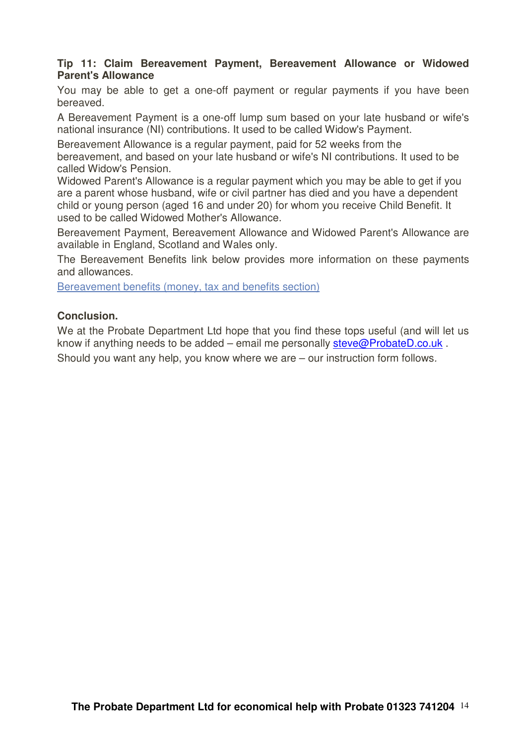**Tip 11: Claim Bereavement Payment, Bereavement Allowance or Widowed Parent's Allowance**

You may be able to get a one-off payment or regular payments if you have been bereaved.

A Bereavement Payment is a one-off lump sum based on your late husband or wife's national insurance (NI) contributions. It used to be called Widow's Payment.

Bereavement Allowance is a regular payment, paid for 52 weeks from the bereavement, and based on your late husband or wife's NI contributions. It used to be called Widow's Pension.

Widowed Parent's Allowance is a regular payment which you may be able to get if you are a parent whose husband, wife or civil partner has died and you have a dependent child or young person (aged 16 and under 20) for whom you receive Child Benefit. It used to be called Widowed Mother's Allowance.

Bereavement Payment, Bereavement Allowance and Widowed Parent's Allowance are available in England, Scotland and Wales only.

The Bereavement Benefits link below provides more information on these payments and allowances.

Bereavement benefits (money, tax and benefits section)

**Conclusion.**

We at the Probate Department Ltd hope that you find these tops useful (and will let us know if anything needs to be added – email me personally steve@ProbateD.co.uk .

Should you want any help, you know where we are – our instruction form follows.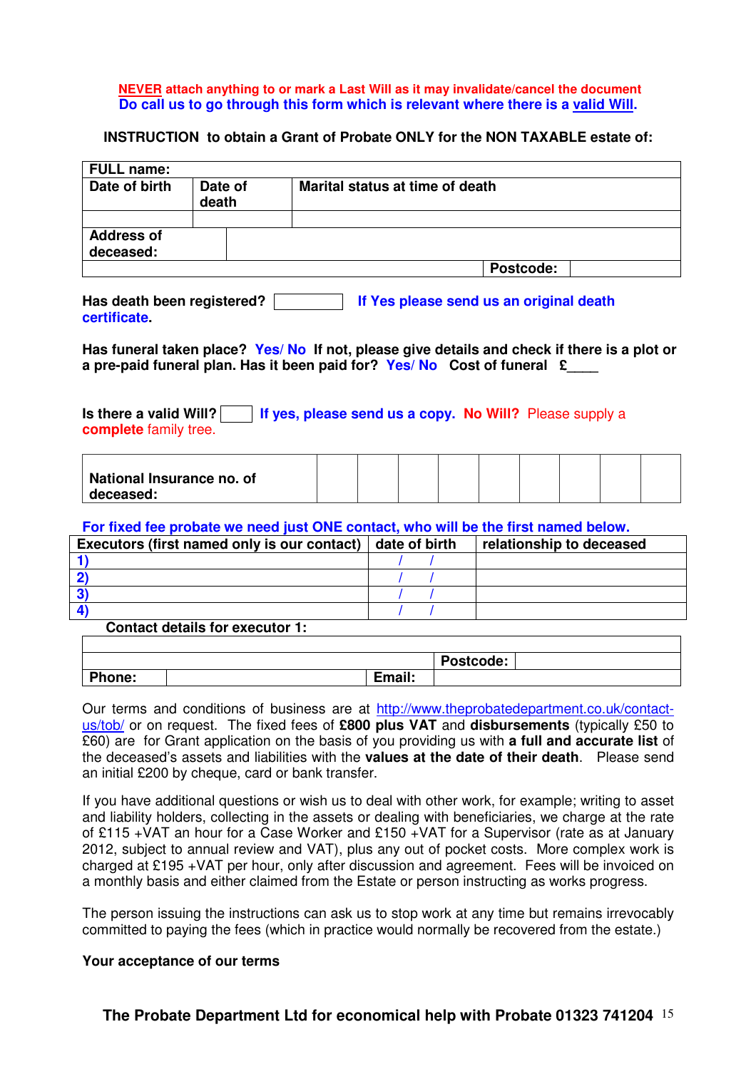**NEVER attach anything to or mark a Last Will as it may invalidate/cancel the document**
**Do call us to go through this form which is relevant where there is a valid Will.**

**INSTRUCTION to obtain a Grant of Probate ONLY for the NON TAXABLE estate of:**

| **FULL name:** | | | |
|---|---|---|---|
| **Date of birth** | **Date of death** | **Marital status at time of death** | |
| | | | |
| **Address of deceased:** | | | |
| | | **Postcode:** | |

**Has death been registered?** ______ **If Yes please send us an original death certificate.**

**Has funeral taken place? Yes/ No If not, please give details and check if there is a plot or a pre-paid funeral plan. Has it been paid for? Yes/ No Cost of funeral £____**

**Is there a valid Will?** ____ **If yes, please send us a copy. No Will?** Please supply a **complete** family tree.

| **National Insurance no. of deceased:** | | | | | | | | | |
|---|---|---|---|---|---|---|---|---|---|

**For fixed fee probate we need just ONE contact, who will be the first named below.**

| **Executors (first named only is our contact)** | **date of birth** | **relationship to deceased** |
|---|---|---|
| 1) | / / | |
| 2) | / / | |
| 3) | / / | |
| 4) | / / | |

**Contact details for executor 1:**

| | | | |
|---|---|---|---|
| | | **Postcode:** | |
| **Phone:** | | **Email:** | |

Our terms and conditions of business are at http://www.theprobatedepartment.co.uk/contact-us/tob/ or on request. The fixed fees of **£800 plus VAT** and **disbursements** (typically £50 to £60) are for Grant application on the basis of you providing us with **a full and accurate list** of the deceased's assets and liabilities with the **values at the date of their death**. Please send an initial £200 by cheque, card or bank transfer.

If you have additional questions or wish us to deal with other work, for example; writing to asset and liability holders, collecting in the assets or dealing with beneficiaries, we charge at the rate of £115 +VAT an hour for a Case Worker and £150 +VAT for a Supervisor (rate as at January 2012, subject to annual review and VAT), plus any out of pocket costs. More complex work is charged at £195 +VAT per hour, only after discussion and agreement. Fees will be invoiced on a monthly basis and either claimed from the Estate or person instructing as works progress.

The person issuing the instructions can ask us to stop work at any time but remains irrevocably committed to paying the fees (which in practice would normally be recovered from the estate.)

**Your acceptance of our terms**

**The Probate Department Ltd for economical help with Probate 01323 741204**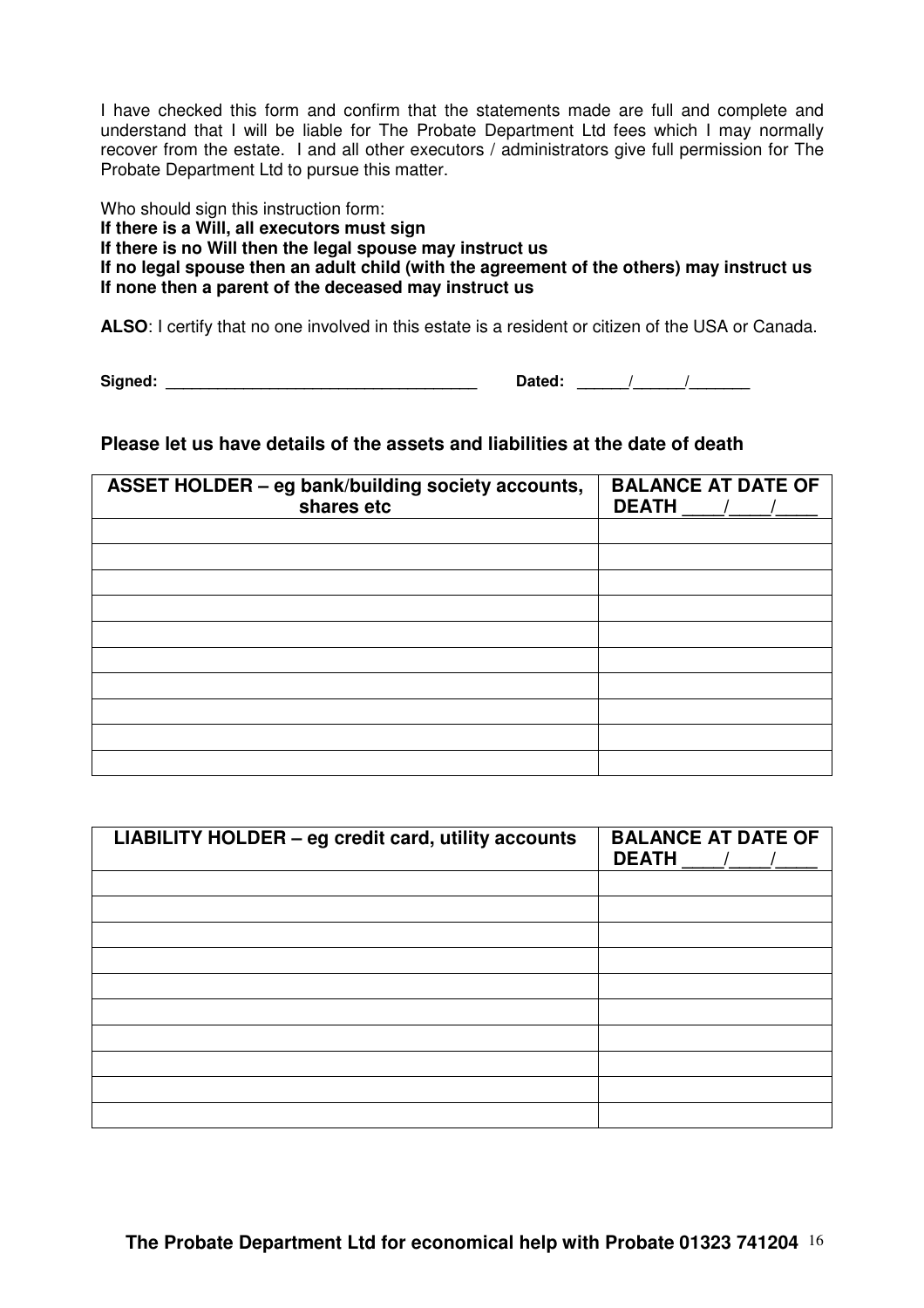I have checked this form and confirm that the statements made are full and complete and understand that I will be liable for The Probate Department Ltd fees which I may normally recover from the estate. I and all other executors / administrators give full permission for The Probate Department Ltd to pursue this matter.

Who should sign this instruction form:
**If there is a Will, all executors must sign**
**If there is no Will then the legal spouse may instruct us**
**If no legal spouse then an adult child (with the agreement of the others) may instruct us**
**If none then a parent of the deceased may instruct us**

**ALSO**: I certify that no one involved in this estate is a resident or citizen of the USA or Canada.

**Signed:** ___________________________________ **Dated:** ______/______/_______

**Please let us have details of the assets and liabilities at the date of death**

| ASSET HOLDER – eg bank/building society accounts, shares etc | BALANCE AT DATE OF DEATH ____/____/____ |
|---|---|
| | |
| | |
| | |
| | |
| | |
| | |
| | |
| | |
| | |
| | |

| LIABILITY HOLDER – eg credit card, utility accounts | BALANCE AT DATE OF DEATH ____/____/____ |
|---|---|
| | |
| | |
| | |
| | |
| | |
| | |
| | |
| | |
| | |
| | |

**The Probate Department Ltd for economical help with Probate 01323 741204**